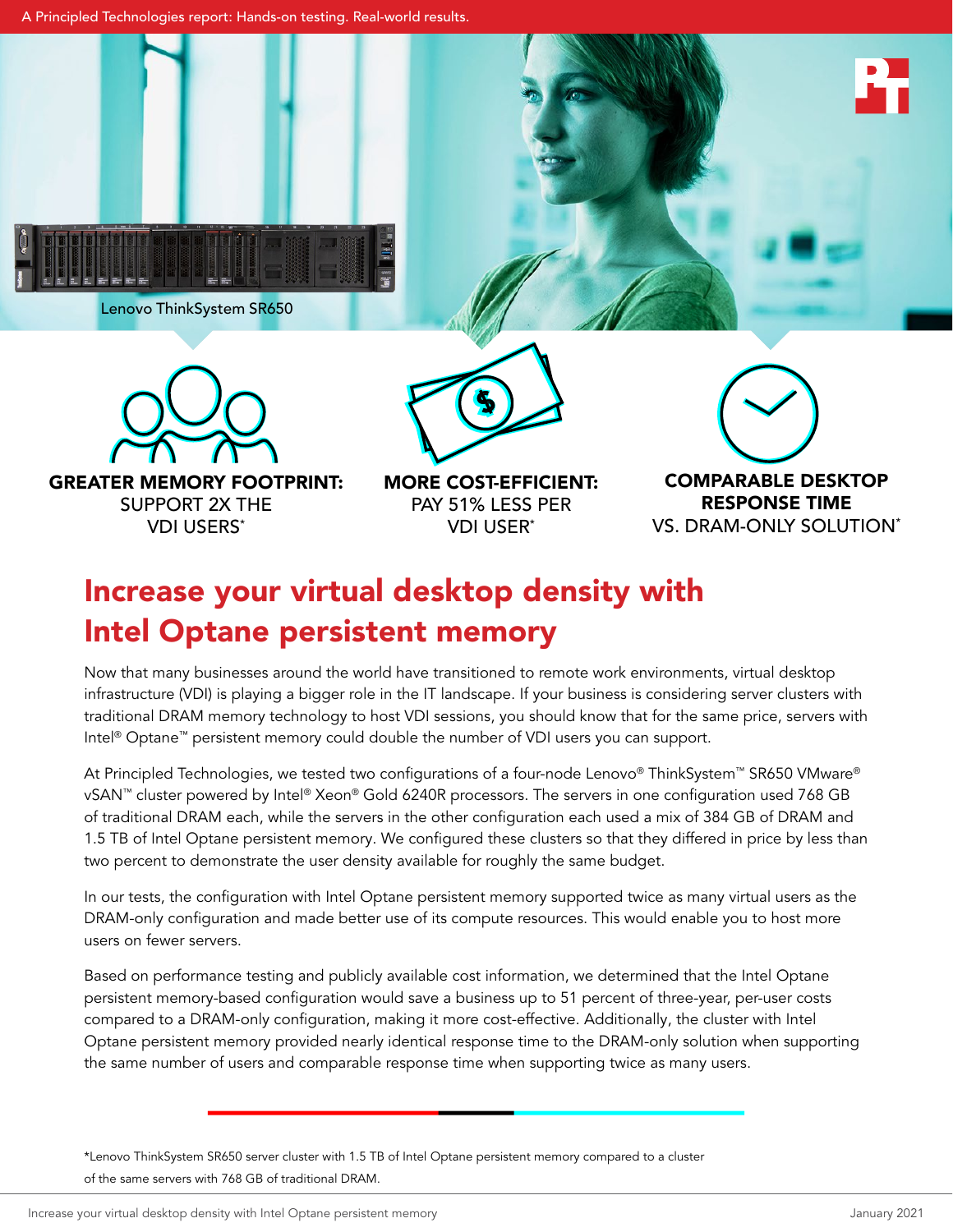A Principled Technologies report: Hands-on testing. Real-world results.

Lenovo ThinkSystem SR650

**GREATER MEMORY FOOTPRINT:** SUPPORT 2X THE VDI USERS*

**MORE COST-EFFICIENT:** PAY 51% LESS PER VDI USER*

**COMPARABLE DESKTOP RESPONSE TIME** VS. DRAM-ONLY SOLUTION*

# Increase your virtual desktop density with Intel Optane persistent memory

Now that many businesses around the world have transitioned to remote work environments, virtual desktop infrastructure (VDI) is playing a bigger role in the IT landscape. If your business is considering server clusters with traditional DRAM memory technology to host VDI sessions, you should know that for the same price, servers with Intel® Optane™ persistent memory could double the number of VDI users you can support.

At Principled Technologies, we tested two configurations of a four-node Lenovo® ThinkSystem™ SR650 VMware® vSAN™ cluster powered by Intel® Xeon® Gold 6240R processors. The servers in one configuration used 768 GB of traditional DRAM each, while the servers in the other configuration each used a mix of 384 GB of DRAM and 1.5 TB of Intel Optane persistent memory. We configured these clusters so that they differed in price by less than two percent to demonstrate the user density available for roughly the same budget.

In our tests, the configuration with Intel Optane persistent memory supported twice as many virtual users as the DRAM-only configuration and made better use of its compute resources. This would enable you to host more users on fewer servers.

Based on performance testing and publicly available cost information, we determined that the Intel Optane persistent memory-based configuration would save a business up to 51 percent of three-year, per-user costs compared to a DRAM-only configuration, making it more cost-effective. Additionally, the cluster with Intel Optane persistent memory provided nearly identical response time to the DRAM-only solution when supporting the same number of users and comparable response time when supporting twice as many users.

*Lenovo ThinkSystem SR650 server cluster with 1.5 TB of Intel Optane persistent memory compared to a cluster of the same servers with 768 GB of traditional DRAM.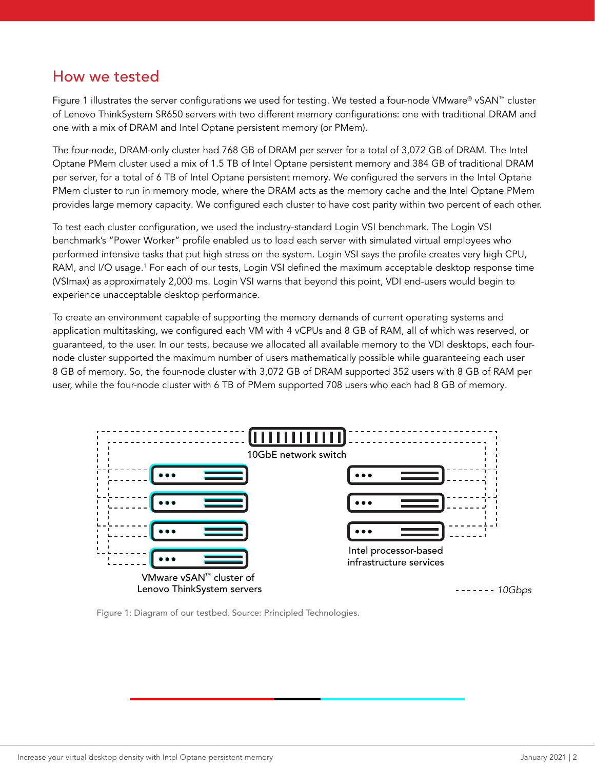## How we tested

Figure 1 illustrates the server configurations we used for testing. We tested a four-node VMware® vSAN™ cluster of Lenovo ThinkSystem SR650 servers with two different memory configurations: one with traditional DRAM and one with a mix of DRAM and Intel Optane persistent memory (or PMem).

The four-node, DRAM-only cluster had 768 GB of DRAM per server for a total of 3,072 GB of DRAM. The Intel Optane PMem cluster used a mix of 1.5 TB of Intel Optane persistent memory and 384 GB of traditional DRAM per server, for a total of 6 TB of Intel Optane persistent memory. We configured the servers in the Intel Optane PMem cluster to run in memory mode, where the DRAM acts as the memory cache and the Intel Optane PMem provides large memory capacity. We configured each cluster to have cost parity within two percent of each other.

To test each cluster configuration, we used the industry-standard Login VSI benchmark. The Login VSI benchmark's "Power Worker" profile enabled us to load each server with simulated virtual employees who performed intensive tasks that put high stress on the system. Login VSI says the profile creates very high CPU, RAM, and I/O usage.[1] For each of our tests, Login VSI defined the maximum acceptable desktop response time (VSImax) as approximately 2,000 ms. Login VSI warns that beyond this point, VDI end-users would begin to experience unacceptable desktop performance.

To create an environment capable of supporting the memory demands of current operating systems and application multitasking, we configured each VM with 4 vCPUs and 8 GB of RAM, all of which was reserved, or guaranteed, to the user. In our tests, because we allocated all available memory to the VDI desktops, each four-node cluster supported the maximum number of users mathematically possible while guaranteeing each user 8 GB of memory. So, the four-node cluster with 3,072 GB of DRAM supported 352 users with 8 GB of RAM per user, while the four-node cluster with 6 TB of PMem supported 708 users who each had 8 GB of memory.

10GbE network switch

VMware vSAN™ cluster of Lenovo ThinkSystem servers

Intel processor-based infrastructure services

------- 10Gbps

Figure 1: Diagram of our testbed. Source: Principled Technologies.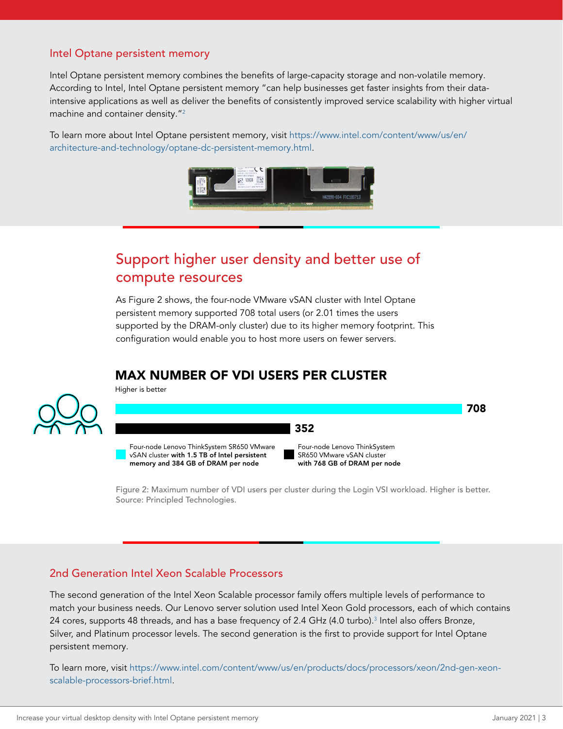## Intel Optane persistent memory

Intel Optane persistent memory combines the benefits of large-capacity storage and non-volatile memory. According to Intel, Intel Optane persistent memory "can help businesses get faster insights from their data-intensive applications as well as deliver the benefits of consistently improved service scalability with higher virtual machine and container density."[2]

To learn more about Intel Optane persistent memory, visit https://www.intel.com/content/www/us/en/architecture-and-technology/optane-dc-persistent-memory.html.

# Support higher user density and better use of compute resources

As Figure 2 shows, the four-node VMware vSAN cluster with Intel Optane persistent memory supported 708 total users (or 2.01 times the users supported by the DRAM-only cluster) due to its higher memory footprint. This configuration would enable you to host more users on fewer servers.

### MAX NUMBER OF VDI USERS PER CLUSTER

Higher is better

| Configuration | Max VDI users |
| --- | --- |
| Four-node Lenovo ThinkSystem SR650 VMware vSAN cluster **with 1.5 TB of Intel persistent memory and 384 GB of DRAM per node** | 708 |
| Four-node Lenovo ThinkSystem SR650 VMware vSAN cluster **with 768 GB of DRAM per node** | 352 |

Figure 2: Maximum number of VDI users per cluster during the Login VSI workload. Higher is better. Source: Principled Technologies.

## 2nd Generation Intel Xeon Scalable Processors

The second generation of the Intel Xeon Scalable processor family offers multiple levels of performance to match your business needs. Our Lenovo server solution used Intel Xeon Gold processors, each of which contains 24 cores, supports 48 threads, and has a base frequency of 2.4 GHz (4.0 turbo).[3] Intel also offers Bronze, Silver, and Platinum processor levels. The second generation is the first to provide support for Intel Optane persistent memory.

To learn more, visit https://www.intel.com/content/www/us/en/products/docs/processors/xeon/2nd-gen-xeon-scalable-processors-brief.html.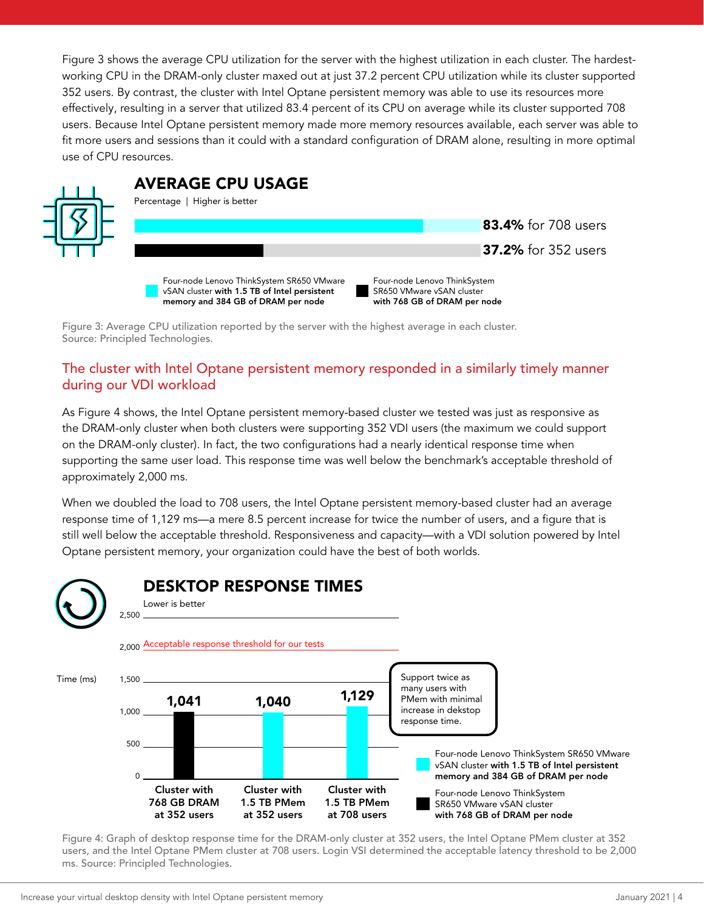Figure 3 shows the average CPU utilization for the server with the highest utilization in each cluster. The hardest-working CPU in the DRAM-only cluster maxed out at just 37.2 percent CPU utilization while its cluster supported 352 users. By contrast, the cluster with Intel Optane persistent memory was able to use its resources more effectively, resulting in a server that utilized 83.4 percent of its CPU on average while its cluster supported 708 users. Because Intel Optane persistent memory made more memory resources available, each server was able to fit more users and sessions than it could with a standard configuration of DRAM alone, resulting in more optimal use of CPU resources.

## AVERAGE CPU USAGE

Percentage | Higher is better

**83.4%** for 708 users

**37.2%** for 352 users

Four-node Lenovo ThinkSystem SR650 VMware vSAN cluster **with 1.5 TB of Intel persistent memory and 384 GB of DRAM per node**

Four-node Lenovo ThinkSystem SR650 VMware vSAN cluster **with 768 GB of DRAM per node**

Figure 3: Average CPU utilization reported by the server with the highest average in each cluster. Source: Principled Technologies.

## The cluster with Intel Optane persistent memory responded in a similarly timely manner during our VDI workload

As Figure 4 shows, the Intel Optane persistent memory-based cluster we tested was just as responsive as the DRAM-only cluster when both clusters were supporting 352 VDI users (the maximum we could support on the DRAM-only cluster). In fact, the two configurations had a nearly identical response time when supporting the same user load. This response time was well below the benchmark's acceptable threshold of approximately 2,000 ms.

When we doubled the load to 708 users, the Intel Optane persistent memory-based cluster had an average response time of 1,129 ms—a mere 8.5 percent increase for twice the number of users, and a figure that is still well below the acceptable threshold. Responsiveness and capacity—with a VDI solution powered by Intel Optane persistent memory, your organization could have the best of both worlds.

## DESKTOP RESPONSE TIMES

Lower is better

| | Time (ms) |
|---|---|
| Cluster with 768 GB DRAM at 352 users | 1,041 |
| Cluster with 1.5 TB PMem at 352 users | 1,040 |
| Cluster with 1.5 TB PMem at 708 users | 1,129 |

Acceptable response threshold for our tests: 2,000 ms

Support twice as many users with PMem with minimal increase in desktop response time.

Four-node Lenovo ThinkSystem SR650 VMware vSAN cluster **with 1.5 TB of Intel persistent memory and 384 GB of DRAM per node**

Four-node Lenovo ThinkSystem SR650 VMware vSAN cluster **with 768 GB of DRAM per node**

Figure 4: Graph of desktop response time for the DRAM-only cluster at 352 users, the Intel Optane PMem cluster at 352 users, and the Intel Optane PMem cluster at 708 users. Login VSI determined the acceptable latency threshold to be 2,000 ms. Source: Principled Technologies.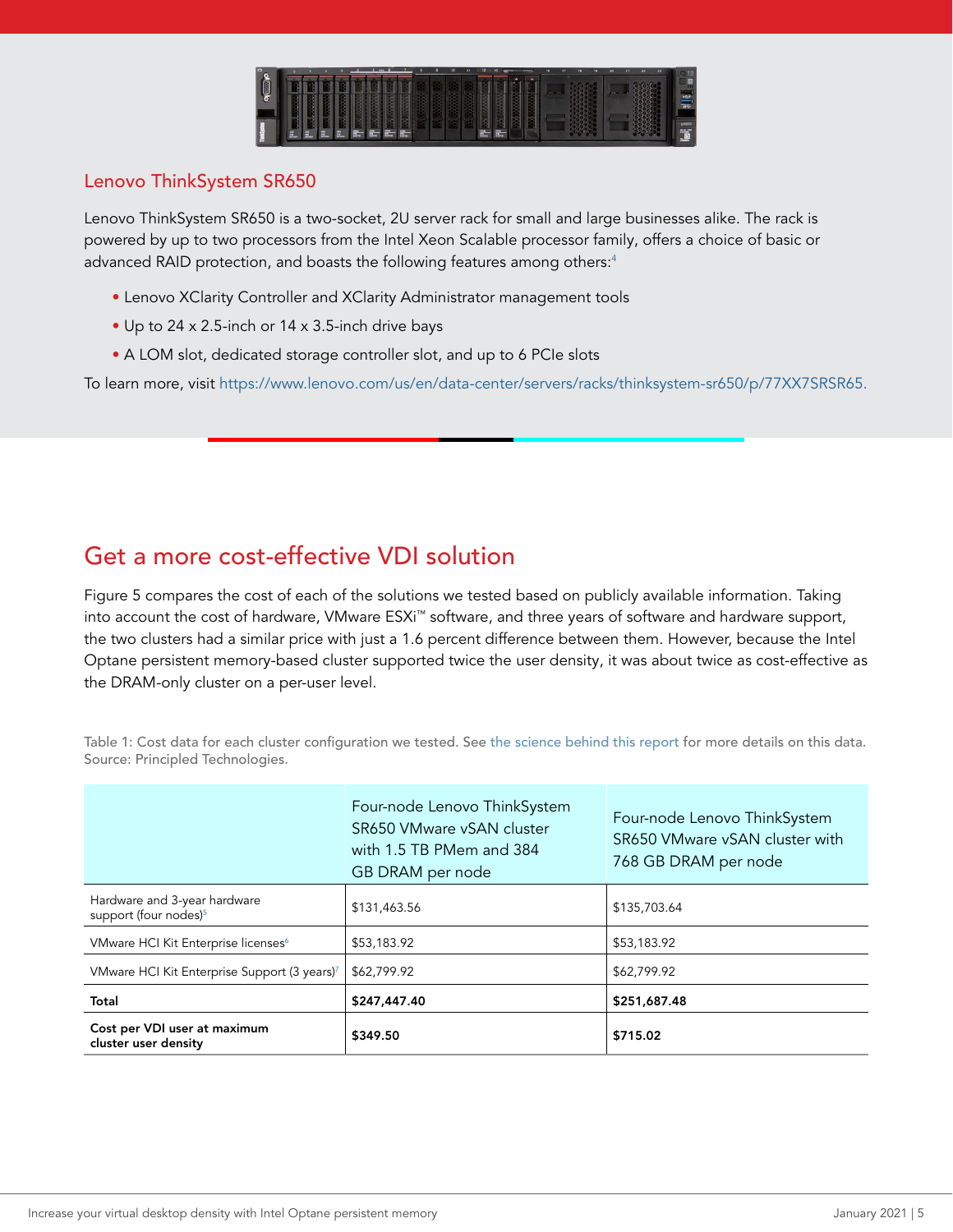## Lenovo ThinkSystem SR650

Lenovo ThinkSystem SR650 is a two-socket, 2U server rack for small and large businesses alike. The rack is powered by up to two processors from the Intel Xeon Scalable processor family, offers a choice of basic or advanced RAID protection, and boasts the following features among others:[4]

- Lenovo XClarity Controller and XClarity Administrator management tools
- Up to 24 x 2.5-inch or 14 x 3.5-inch drive bays
- A LOM slot, dedicated storage controller slot, and up to 6 PCIe slots

To learn more, visit https://www.lenovo.com/us/en/data-center/servers/racks/thinksystem-sr650/p/77XX7SRSR65.

# Get a more cost-effective VDI solution

Figure 5 compares the cost of each of the solutions we tested based on publicly available information. Taking into account the cost of hardware, VMware ESXi™ software, and three years of software and hardware support, the two clusters had a similar price with just a 1.6 percent difference between them. However, because the Intel Optane persistent memory-based cluster supported twice the user density, it was about twice as cost-effective as the DRAM-only cluster on a per-user level.

Table 1: Cost data for each cluster configuration we tested. See the science behind this report for more details on this data. Source: Principled Technologies.

| | Four-node Lenovo ThinkSystem SR650 VMware vSAN cluster with 1.5 TB PMem and 384 GB DRAM per node | Four-node Lenovo ThinkSystem SR650 VMware vSAN cluster with 768 GB DRAM per node |
|---|---|---|
| Hardware and 3-year hardware support (four nodes)[5] | $131,463.56 | $135,703.64 |
| VMware HCI Kit Enterprise licenses[6] | $53,183.92 | $53,183.92 |
| VMware HCI Kit Enterprise Support (3 years)[7] | $62,799.92 | $62,799.92 |
| **Total** | **$247,447.40** | **$251,687.48** |
| **Cost per VDI user at maximum cluster user density** | **$349.50** | **$715.02** |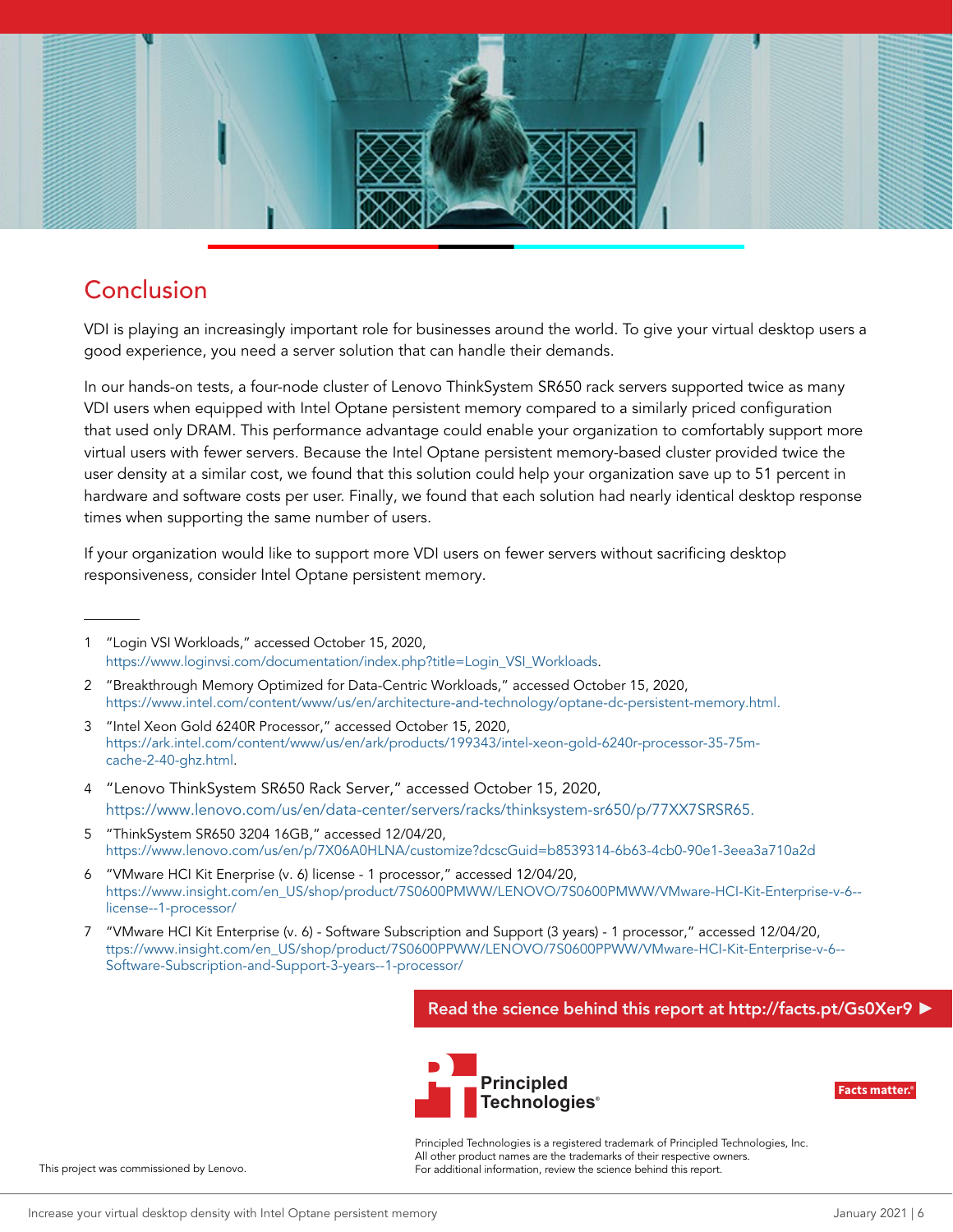## Conclusion

VDI is playing an increasingly important role for businesses around the world. To give your virtual desktop users a good experience, you need a server solution that can handle their demands.

In our hands-on tests, a four-node cluster of Lenovo ThinkSystem SR650 rack servers supported twice as many VDI users when equipped with Intel Optane persistent memory compared to a similarly priced configuration that used only DRAM. This performance advantage could enable your organization to comfortably support more virtual users with fewer servers. Because the Intel Optane persistent memory-based cluster provided twice the user density at a similar cost, we found that this solution could help your organization save up to 51 percent in hardware and software costs per user. Finally, we found that each solution had nearly identical desktop response times when supporting the same number of users.

If your organization would like to support more VDI users on fewer servers without sacrificing desktop responsiveness, consider Intel Optane persistent memory.

---

1 "Login VSI Workloads," accessed October 15, 2020, https://www.loginvsi.com/documentation/index.php?title=Login_VSI_Workloads.

2 "Breakthrough Memory Optimized for Data-Centric Workloads," accessed October 15, 2020, https://www.intel.com/content/www/us/en/architecture-and-technology/optane-dc-persistent-memory.html.

3 "Intel Xeon Gold 6240R Processor," accessed October 15, 2020, https://ark.intel.com/content/www/us/en/ark/products/199343/intel-xeon-gold-6240r-processor-35-75m-cache-2-40-ghz.html.

4 "Lenovo ThinkSystem SR650 Rack Server," accessed October 15, 2020, https://www.lenovo.com/us/en/data-center/servers/racks/thinksystem-sr650/p/77XX7SRSR65.

5 "ThinkSystem SR650 3204 16GB," accessed 12/04/20, https://www.lenovo.com/us/en/p/7X06A0HLNA/customize?dcscGuid=b8539314-6b63-4cb0-90e1-3eea3a710a2d

6 "VMware HCI Kit Enerprise (v. 6) license - 1 processor," accessed 12/04/20, https://www.insight.com/en_US/shop/product/7S0600PMWW/LENOVO/7S0600PMWW/VMware-HCI-Kit-Enterprise-v-6--license--1-processor/

7 "VMware HCI Kit Enterprise (v. 6) - Software Subscription and Support (3 years) - 1 processor," accessed 12/04/20, ttps://www.insight.com/en_US/shop/product/7S0600PPWW/LENOVO/7S0600PPWW/VMware-HCI-Kit-Enterprise-v-6--Software-Subscription-and-Support-3-years--1-processor/

**Read the science behind this report at http://facts.pt/Gs0Xer9 ►**

Principled Technologies®

Facts matter.®

This project was commissioned by Lenovo.

Principled Technologies is a registered trademark of Principled Technologies, Inc.
All other product names are the trademarks of their respective owners.
For additional information, review the science behind this report.